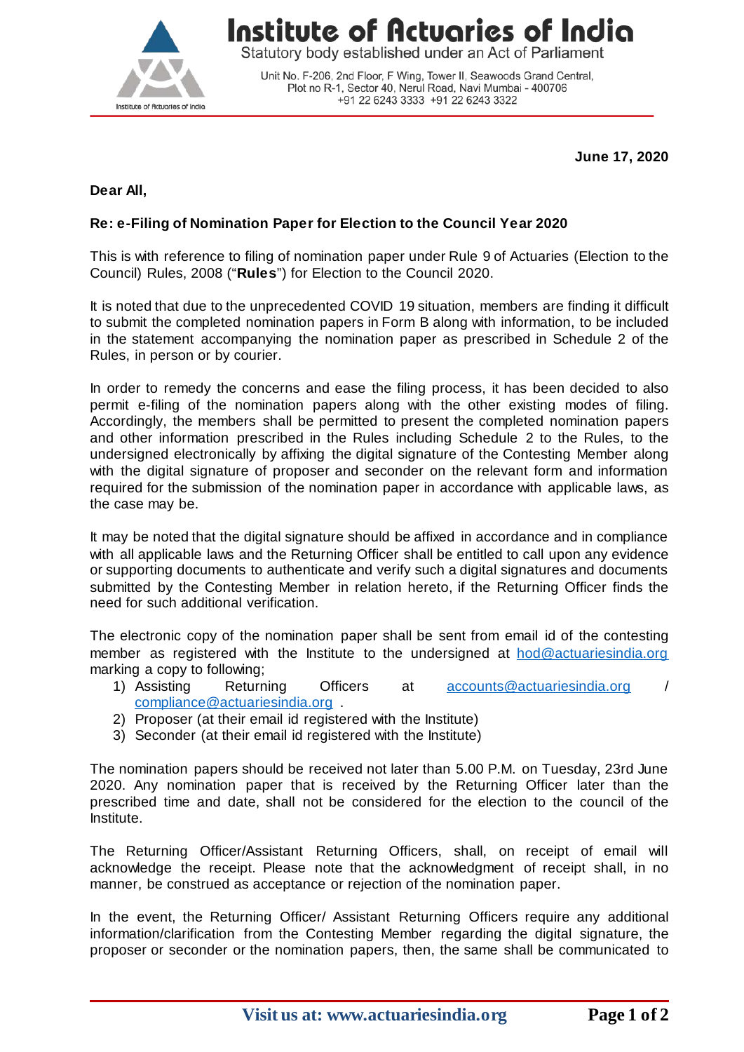**June 17, 2020**

**Dear All,**

**Re: e-Filing of Nomination Paper for Election to the Council Year 2020**

This is with reference to filing of nomination paper under Rule 9 of Actuaries (Election to the Council) Rules, 2008 ("**Rules**") for Election to the Council 2020.

It is noted that due to the unprecedented COVID 19 situation, members are finding it difficult to submit the completed nomination papers in Form B along with information, to be included in the statement accompanying the nomination paper as prescribed in Schedule 2 of the Rules, in person or by courier.

In order to remedy the concerns and ease the filing process, it has been decided to also permit e-filing of the nomination papers along with the other existing modes of filing. Accordingly, the members shall be permitted to present the completed nomination papers and other information prescribed in the Rules including Schedule 2 to the Rules, to the undersigned electronically by affixing the digital signature of the Contesting Member along with the digital signature of proposer and seconder on the relevant form and information required for the submission of the nomination paper in accordance with applicable laws, as the case may be.

It may be noted that the digital signature should be affixed in accordance and in compliance with all applicable laws and the Returning Officer shall be entitled to call upon any evidence or supporting documents to authenticate and verify such a digital signatures and documents submitted by the Contesting Member in relation hereto, if the Returning Officer finds the need for such additional verification.

The electronic copy of the nomination paper shall be sent from email id of the contesting member as registered with the Institute to the undersigned at hod@actuariesindia.org marking a copy to following;

1) Assisting Returning Officers at accounts@actuariesindia.org / compliance@actuariesindia.org .
2) Proposer (at their email id registered with the Institute)
3) Seconder (at their email id registered with the Institute)

The nomination papers should be received not later than 5.00 P.M. on Tuesday, 23rd June 2020. Any nomination paper that is received by the Returning Officer later than the prescribed time and date, shall not be considered for the election to the council of the Institute.

The Returning Officer/Assistant Returning Officers, shall, on receipt of email will acknowledge the receipt. Please note that the acknowledgment of receipt shall, in no manner, be construed as acceptance or rejection of the nomination paper.

In the event, the Returning Officer/ Assistant Returning Officers require any additional information/clarification from the Contesting Member regarding the digital signature, the proposer or seconder or the nomination papers, then, the same shall be communicated to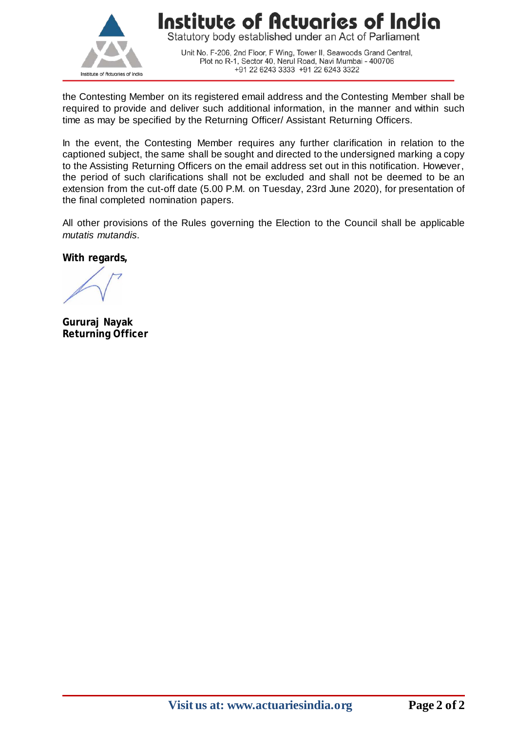the Contesting Member on its registered email address and the Contesting Member shall be required to provide and deliver such additional information, in the manner and within such time as may be specified by the Returning Officer/ Assistant Returning Officers.

In the event, the Contesting Member requires any further clarification in relation to the captioned subject, the same shall be sought and directed to the undersigned marking a copy to the Assisting Returning Officers on the email address set out in this notification. However, the period of such clarifications shall not be excluded and shall not be deemed to be an extension from the cut-off date (5.00 P.M. on Tuesday, 23rd June 2020), for presentation of the final completed nomination papers.

All other provisions of the Rules governing the Election to the Council shall be applicable *mutatis mutandis*.

**With regards,**

**Gururaj Nayak**
**Returning Officer**